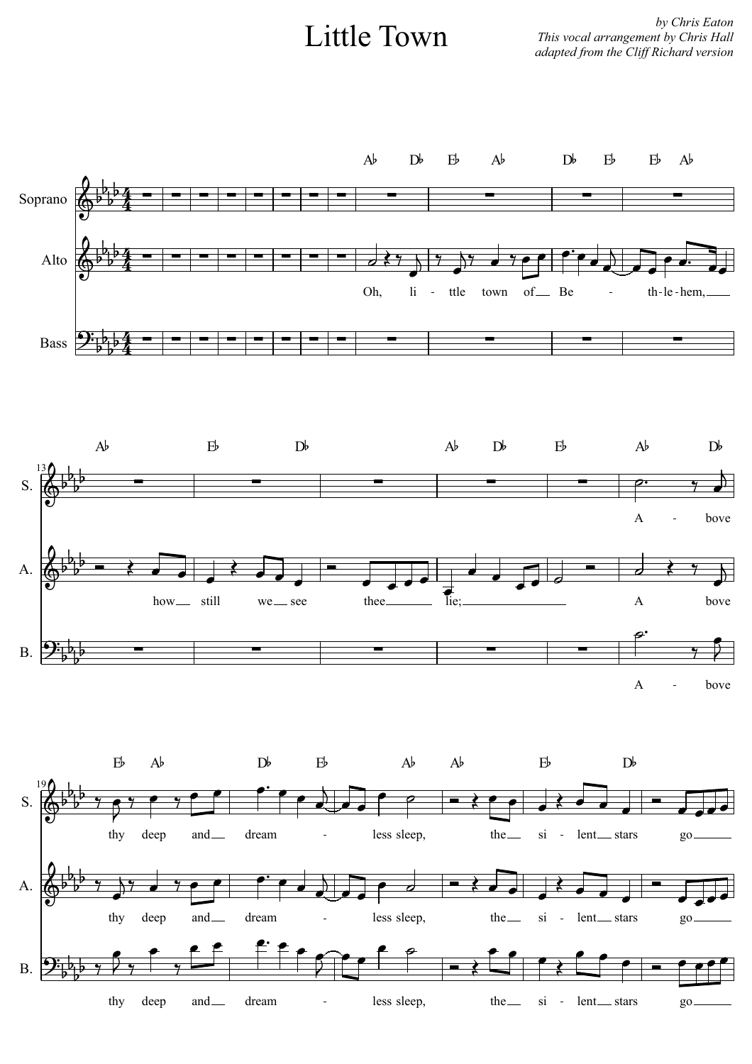# Little Town

*by Chris Eaton*
*This vocal arrangement by Chris Hall*
*adapted from the Cliff Richard version*

Oh, little town of Bethlehem, how still we see thee lie; Above thy deep and dreamless sleep, the silent stars go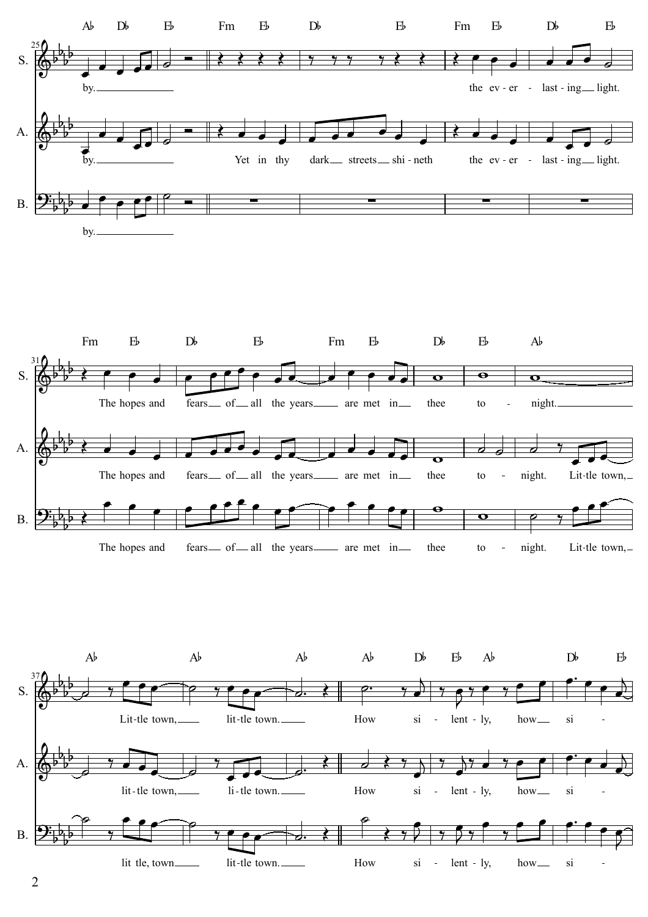**System 1 (m. 25)**

Chords: A♭ D♭ E♭ | Fm E♭ | D♭ E♭ | Fm E♭ | D♭ E♭

S. by.___ the ev - er - last - ing___ light.

A. by.___ Yet in thy dark___ streets___ shi - neth the ev - er - last - ing___ light.

B. by.___

**System 2 (m. 31)**

Chords: Fm E♭ | D♭ E♭ | Fm E♭ | D♭ | E♭ | A♭

S. The hopes and fears___ of___ all the years___ are met in___ thee to - night.___

A. The hopes and fears___ of___ all the years___ are met in___ thee to - night. Lit-tle town,___

B. The hopes and fears___ of___ all the years___ are met in___ thee to - night. Lit-tle town,___

**System 3 (m. 37)**

Chords: A♭ | A♭ | A♭ | A♭ | D♭ E♭ A♭ | D♭ E♭

S. Lit-tle town,___ lit-tle town.___ How si - lent - ly, how___ si -

A. lit-tle town,___ li-tle town.___ How si - lent - ly, how___ si -

B. lit tle, town___ lit-tle town.___ How si - lent - ly, how___ si -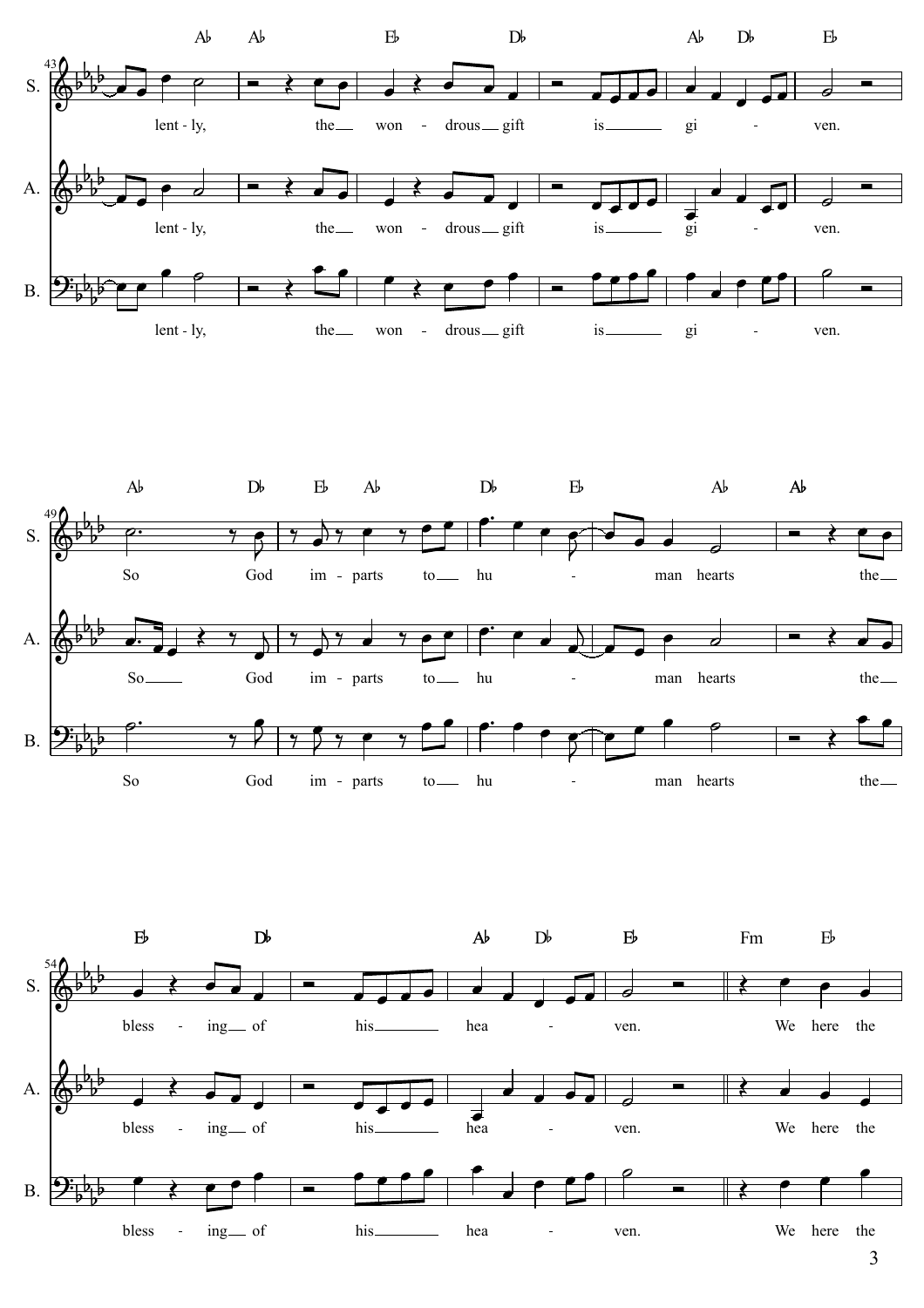S., A., B.

lent - ly, the won - drous gift is gi - ven.

So God im - parts to hu - man hearts the bless - ing of his hea - ven.

We here the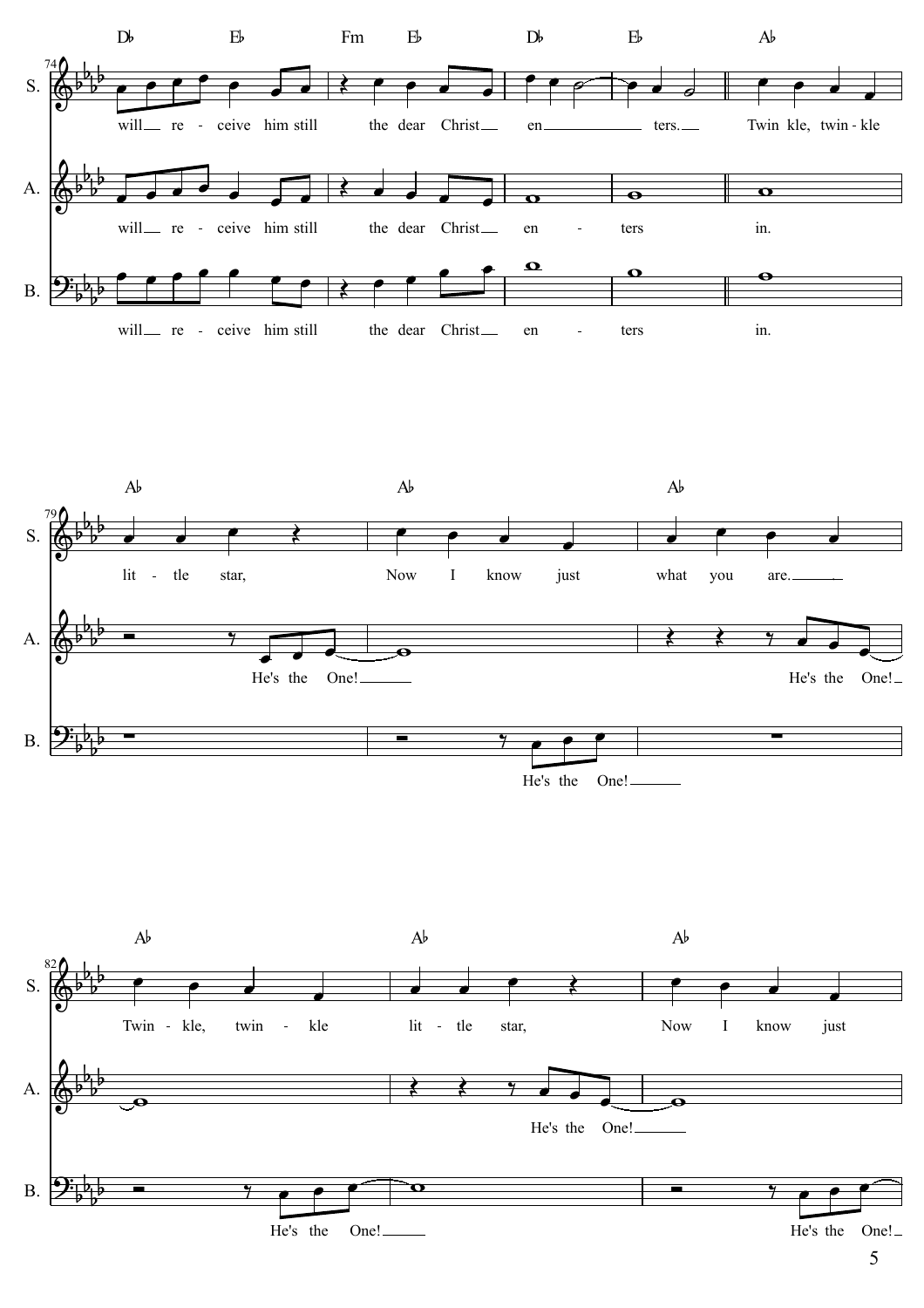**74**

Chords: D♭ | E♭ | Fm | E♭ | D♭ | E♭ | A♭

S.: will__ re - ceive him still the dear Christ__ en______ ters.__ Twin kle, twin - kle

A.: will__ re - ceive him still the dear Christ__ en - ters in.

B.: will__ re - ceive him still the dear Christ__ en - ters in.

**79**

Chords: A♭ | A♭ | A♭

S.: lit - tle star, Now I know just what you are.____

A.: He's the One!_____ He's the One!_

B.: He's the One!_____

**82**

Chords: A♭ | A♭ | A♭

S.: Twin - kle, twin - kle lit - tle star, Now I know just

A.: He's the One!_____

B.: He's the One!_____ He's the One!_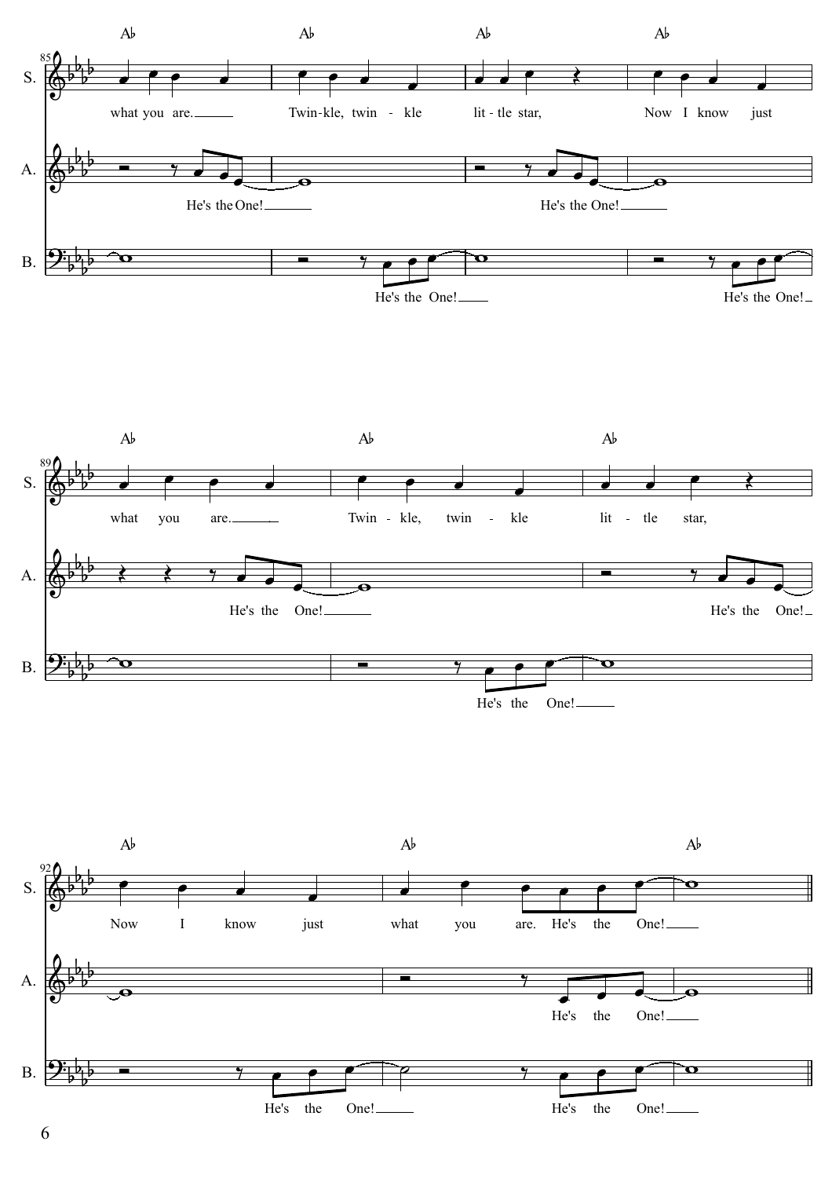S. what you are. Twin-kle, twin - kle lit - tle star, Now I know just

A. He's the One! He's the One!

B. He's the One! He's the One!

S. what you are. Twin - kle, twin - kle lit - tle star,

A. He's the One! He's the One!

B. He's the One!

S. Now I know just what you are. He's the One!

A. He's the One!

B. He's the One! He's the One!